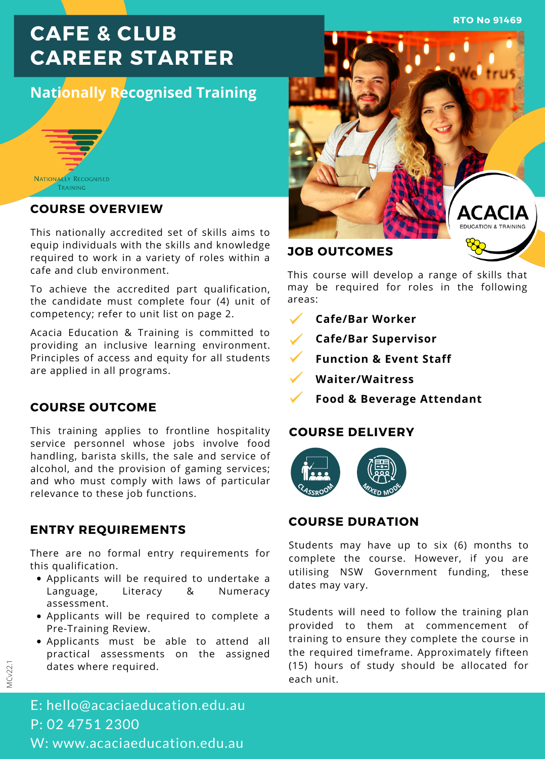# CAFE & CLUB CAREER STARTER

RTO No 91469

## Nationally Recognised Training

NATIONALLY RECOGNISED TRAINING

ACACIA EDUCATION & TRAINING

## COURSE OVERVIEW

This nationally accredited set of skills aims to equip individuals with the skills and knowledge required to work in a variety of roles within a cafe and club environment.

To achieve the accredited part qualification, the candidate must complete four (4) unit of competency; refer to unit list on page 2.

Acacia Education & Training is committed to providing an inclusive learning environment. Principles of access and equity for all students are applied in all programs.

## COURSE OUTCOME

This training applies to frontline hospitality service personnel whose jobs involve food handling, barista skills, the sale and service of alcohol, and the provision of gaming services; and who must comply with laws of particular relevance to these job functions.

## ENTRY REQUIREMENTS

There are no formal entry requirements for this qualification.

- Applicants will be required to undertake a Language, Literacy & Numeracy assessment.
- Applicants will be required to complete a Pre-Training Review.
- Applicants must be able to attend all practical assessments on the assigned dates where required.

## JOB OUTCOMES

This course will develop a range of skills that may be required for roles in the following areas:

- ✓ **Cafe/Bar Worker**
- ✓ **Cafe/Bar Supervisor**
- ✓ **Function & Event Staff**
- ✓ **Waiter/Waitress**
- ✓ **Food & Beverage Attendant**

## COURSE DELIVERY

CLASSROOM

MIXED MODE

## COURSE DURATION

Students may have up to six (6) months to complete the course. However, if you are utilising NSW Government funding, these dates may vary.

Students will need to follow the training plan provided to them at commencement of training to ensure they complete the course in the required timeframe. Approximately fifteen (15) hours of study should be allocated for each unit.

MCv22.1

E: hello@acaciaeducation.edu.au
P: 02 4751 2300
W: www.acaciaeducation.edu.au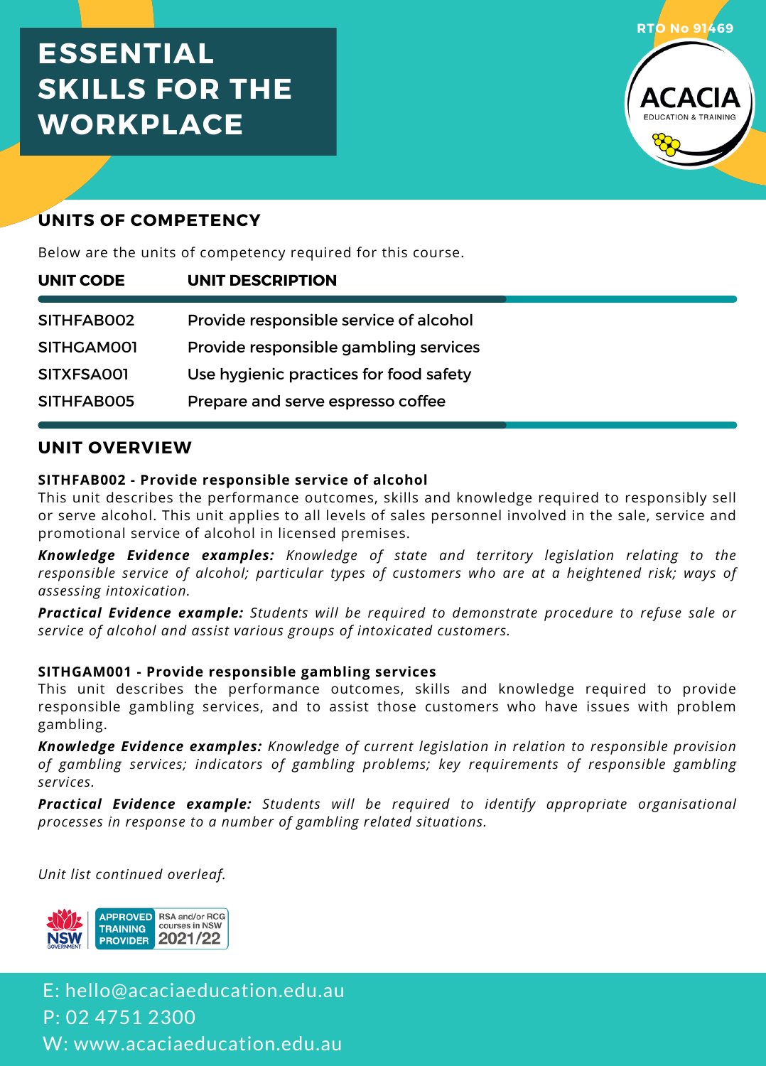# ESSENTIAL SKILLS FOR THE WORKPLACE

RTO No 91469

## UNITS OF COMPETENCY

Below are the units of competency required for this course.

| UNIT CODE | UNIT DESCRIPTION |
|---|---|
| SITHFAB002 | Provide responsible service of alcohol |
| SITHGAM001 | Provide responsible gambling services |
| SITXFSA001 | Use hygienic practices for food safety |
| SITHFAB005 | Prepare and serve espresso coffee |

## UNIT OVERVIEW

**SITHFAB002 - Provide responsible service of alcohol**
This unit describes the performance outcomes, skills and knowledge required to responsibly sell or serve alcohol. This unit applies to all levels of sales personnel involved in the sale, service and promotional service of alcohol in licensed premises.

***Knowledge Evidence examples:*** *Knowledge of state and territory legislation relating to the responsible service of alcohol; particular types of customers who are at a heightened risk; ways of assessing intoxication.*

***Practical Evidence example:*** *Students will be required to demonstrate procedure to refuse sale or service of alcohol and assist various groups of intoxicated customers.*

**SITHGAM001 - Provide responsible gambling services**
This unit describes the performance outcomes, skills and knowledge required to provide responsible gambling services, and to assist those customers who have issues with problem gambling.

***Knowledge Evidence examples:*** *Knowledge of current legislation in relation to responsible provision of gambling services; indicators of gambling problems; key requirements of responsible gambling services.*

***Practical Evidence example:*** *Students will be required to identify appropriate organisational processes in response to a number of gambling related situations.*

*Unit list continued overleaf.*

APPROVED TRAINING PROVIDER RSA and/or RCG courses in NSW 2021/22

E: hello@acaciaeducation.edu.au
P: 02 4751 2300
W: www.acaciaeducation.edu.au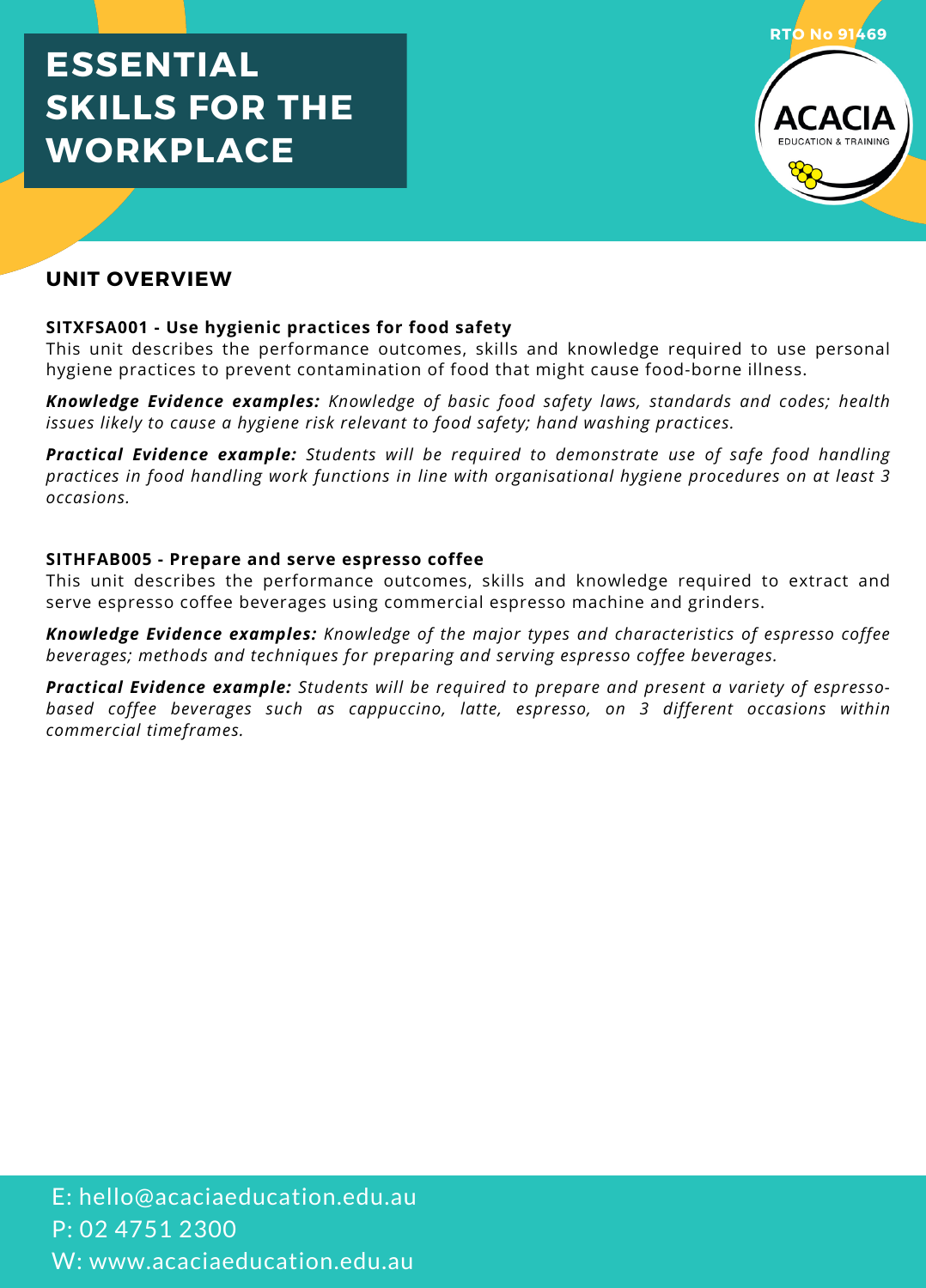# ESSENTIAL SKILLS FOR THE WORKPLACE

RTO No 91469

ACACIA EDUCATION & TRAINING

## UNIT OVERVIEW

**SITXFSA001 - Use hygienic practices for food safety**
This unit describes the performance outcomes, skills and knowledge required to use personal hygiene practices to prevent contamination of food that might cause food-borne illness.

***Knowledge Evidence examples:*** *Knowledge of basic food safety laws, standards and codes; health issues likely to cause a hygiene risk relevant to food safety; hand washing practices.*

***Practical Evidence example:*** *Students will be required to demonstrate use of safe food handling practices in food handling work functions in line with organisational hygiene procedures on at least 3 occasions.*

**SITHFAB005 - Prepare and serve espresso coffee**
This unit describes the performance outcomes, skills and knowledge required to extract and serve espresso coffee beverages using commercial espresso machine and grinders.

***Knowledge Evidence examples:*** *Knowledge of the major types and characteristics of espresso coffee beverages; methods and techniques for preparing and serving espresso coffee beverages.*

***Practical Evidence example:*** *Students will be required to prepare and present a variety of espresso-based coffee beverages such as cappuccino, latte, espresso, on 3 different occasions within commercial timeframes.*

E: hello@acaciaeducation.edu.au
P: 02 4751 2300
W: www.acaciaeducation.edu.au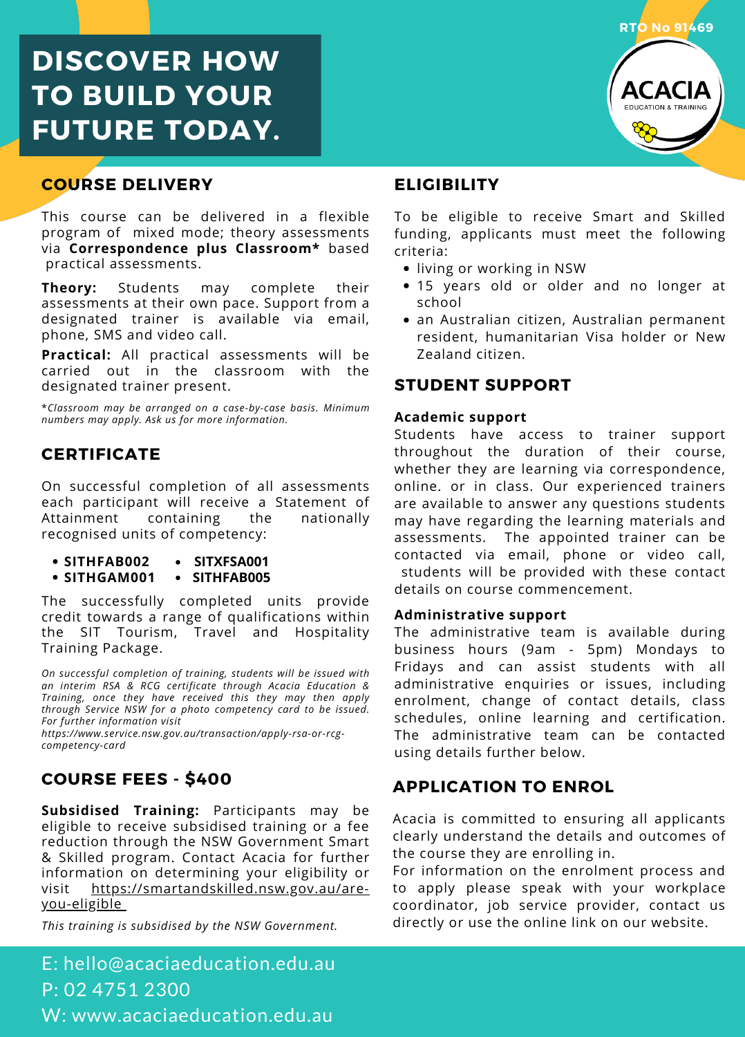RTO No 91469

# DISCOVER HOW TO BUILD YOUR FUTURE TODAY.

## COURSE DELIVERY

This course can be delivered in a flexible program of mixed mode; theory assessments via **Correspondence plus Classroom*** based practical assessments.

**Theory:** Students may complete their assessments at their own pace. Support from a designated trainer is available via email, phone, SMS and video call.

**Practical:** All practical assessments will be carried out in the classroom with the designated trainer present.

*\*Classroom may be arranged on a case-by-case basis. Minimum numbers may apply. Ask us for more information.*

## CERTIFICATE

On successful completion of all assessments each participant will receive a Statement of Attainment containing the nationally recognised units of competency:

- **SITHFAB002**
- **SITHGAM001**
- **SITXFSA001**
- **SITHFAB005**

The successfully completed units provide credit towards a range of qualifications within the SIT Tourism, Travel and Hospitality Training Package.

*On successful completion of training, students will be issued with an interim RSA & RCG certificate through Acacia Education & Training, once they have received this they may then apply through Service NSW for a photo competency card to be issued. For further information visit https://www.service.nsw.gov.au/transaction/apply-rsa-or-rcg-competency-card*

## COURSE FEES - $400

**Subsidised Training:** Participants may be eligible to receive subsidised training or a fee reduction through the NSW Government Smart & Skilled program. Contact Acacia for further information on determining your eligibility or visit https://smartandskilled.nsw.gov.au/are-you-eligible

*This training is subsidised by the NSW Government.*

## ELIGIBILITY

To be eligible to receive Smart and Skilled funding, applicants must meet the following criteria:

- living or working in NSW
- 15 years old or older and no longer at school
- an Australian citizen, Australian permanent resident, humanitarian Visa holder or New Zealand citizen.

## STUDENT SUPPORT

### Academic support

Students have access to trainer support throughout the duration of their course, whether they are learning via correspondence, online. or in class. Our experienced trainers are available to answer any questions students may have regarding the learning materials and assessments. The appointed trainer can be contacted via email, phone or video call, students will be provided with these contact details on course commencement.

### Administrative support

The administrative team is available during business hours (9am - 5pm) Mondays to Fridays and can assist students with all administrative enquiries or issues, including enrolment, change of contact details, class schedules, online learning and certification. The administrative team can be contacted using details further below.

## APPLICATION TO ENROL

Acacia is committed to ensuring all applicants clearly understand the details and outcomes of the course they are enrolling in.

For information on the enrolment process and to apply please speak with your workplace coordinator, job service provider, contact us directly or use the online link on our website.

E: hello@acaciaeducation.edu.au
P: 02 4751 2300
W: www.acaciaeducation.edu.au